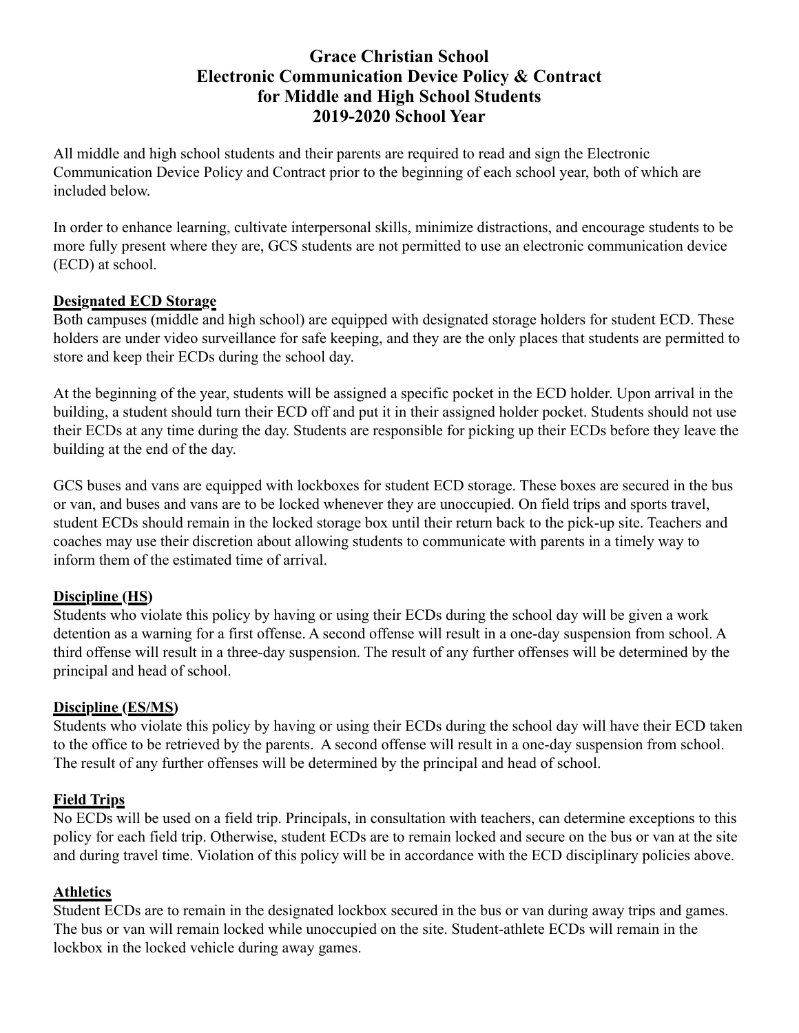# Grace Christian School
# Electronic Communication Device Policy & Contract
# for Middle and High School Students
# 2019-2020 School Year

All middle and high school students and their parents are required to read and sign the Electronic Communication Device Policy and Contract prior to the beginning of each school year, both of which are included below.

In order to enhance learning, cultivate interpersonal skills, minimize distractions, and encourage students to be more fully present where they are, GCS students are not permitted to use an electronic communication device (ECD) at school.

## Designated ECD Storage

Both campuses (middle and high school) are equipped with designated storage holders for student ECD. These holders are under video surveillance for safe keeping, and they are the only places that students are permitted to store and keep their ECDs during the school day.

At the beginning of the year, students will be assigned a specific pocket in the ECD holder. Upon arrival in the building, a student should turn their ECD off and put it in their assigned holder pocket. Students should not use their ECDs at any time during the day. Students are responsible for picking up their ECDs before they leave the building at the end of the day.

GCS buses and vans are equipped with lockboxes for student ECD storage. These boxes are secured in the bus or van, and buses and vans are to be locked whenever they are unoccupied. On field trips and sports travel, student ECDs should remain in the locked storage box until their return back to the pick-up site. Teachers and coaches may use their discretion about allowing students to communicate with parents in a timely way to inform them of the estimated time of arrival.

## Discipline (HS)

Students who violate this policy by having or using their ECDs during the school day will be given a work detention as a warning for a first offense. A second offense will result in a one-day suspension from school. A third offense will result in a three-day suspension. The result of any further offenses will be determined by the principal and head of school.

## Discipline (ES/MS)

Students who violate this policy by having or using their ECDs during the school day will have their ECD taken to the office to be retrieved by the parents. A second offense will result in a one-day suspension from school. The result of any further offenses will be determined by the principal and head of school.

## Field Trips

No ECDs will be used on a field trip. Principals, in consultation with teachers, can determine exceptions to this policy for each field trip. Otherwise, student ECDs are to remain locked and secure on the bus or van at the site and during travel time. Violation of this policy will be in accordance with the ECD disciplinary policies above.

## Athletics

Student ECDs are to remain in the designated lockbox secured in the bus or van during away trips and games. The bus or van will remain locked while unoccupied on the site. Student-athlete ECDs will remain in the lockbox in the locked vehicle during away games.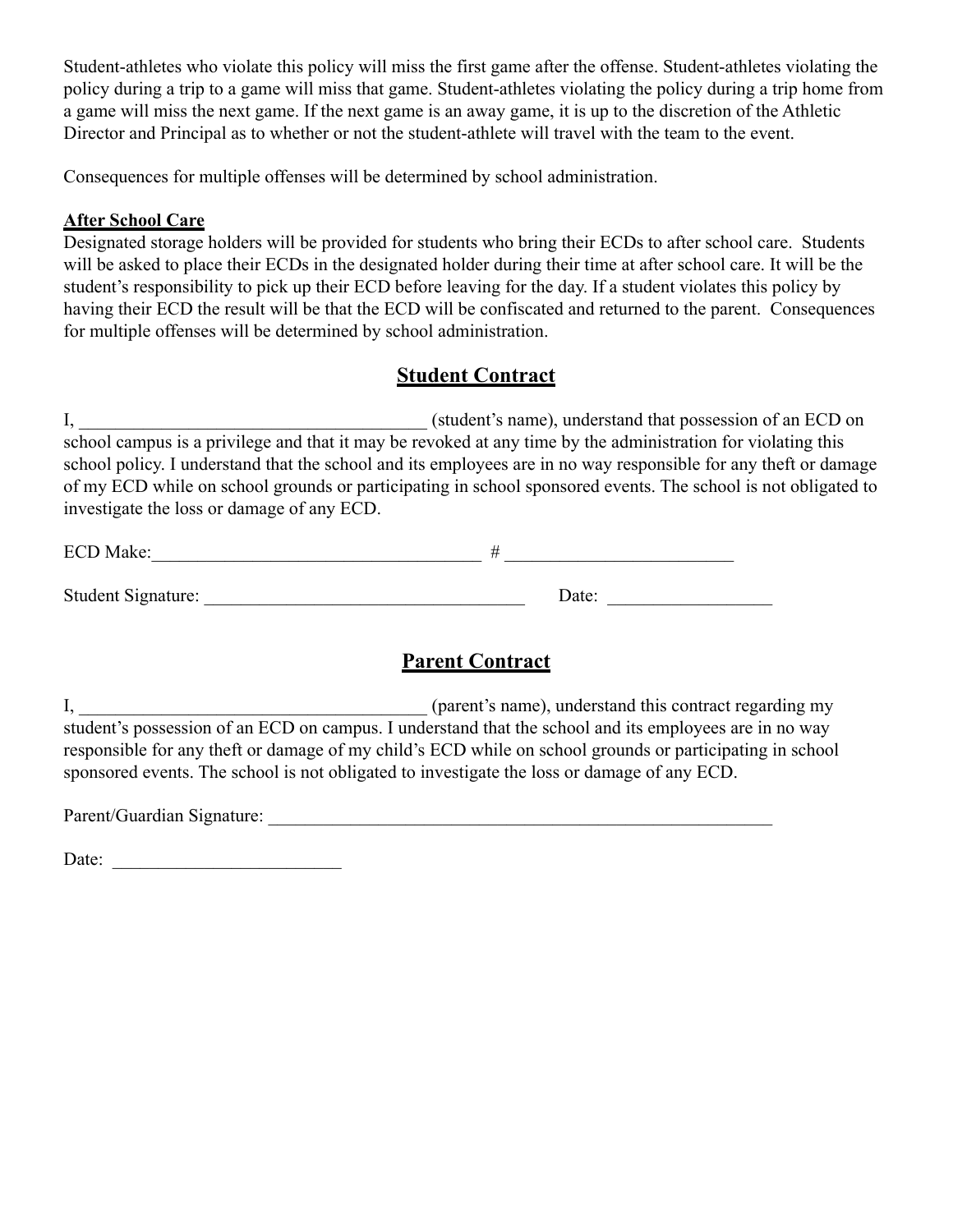Student-athletes who violate this policy will miss the first game after the offense. Student-athletes violating the policy during a trip to a game will miss that game. Student-athletes violating the policy during a trip home from a game will miss the next game. If the next game is an away game, it is up to the discretion of the Athletic Director and Principal as to whether or not the student-athlete will travel with the team to the event.

Consequences for multiple offenses will be determined by school administration.

**After School Care**

Designated storage holders will be provided for students who bring their ECDs to after school care. Students will be asked to place their ECDs in the designated holder during their time at after school care. It will be the student's responsibility to pick up their ECD before leaving for the day. If a student violates this policy by having their ECD the result will be that the ECD will be confiscated and returned to the parent. Consequences for multiple offenses will be determined by school administration.

## Student Contract

I, ______________________________________ (student's name), understand that possession of an ECD on school campus is a privilege and that it may be revoked at any time by the administration for violating this school policy. I understand that the school and its employees are in no way responsible for any theft or damage of my ECD while on school grounds or participating in school sponsored events. The school is not obligated to investigate the loss or damage of any ECD.

ECD Make:____________________________________ # _________________________

Student Signature: ___________________________________ Date: __________________

## Parent Contract

I, ______________________________________ (parent's name), understand this contract regarding my student's possession of an ECD on campus. I understand that the school and its employees are in no way responsible for any theft or damage of my child's ECD while on school grounds or participating in school sponsored events. The school is not obligated to investigate the loss or damage of any ECD.

Parent/Guardian Signature: ________________________________________________________

Date: _________________________